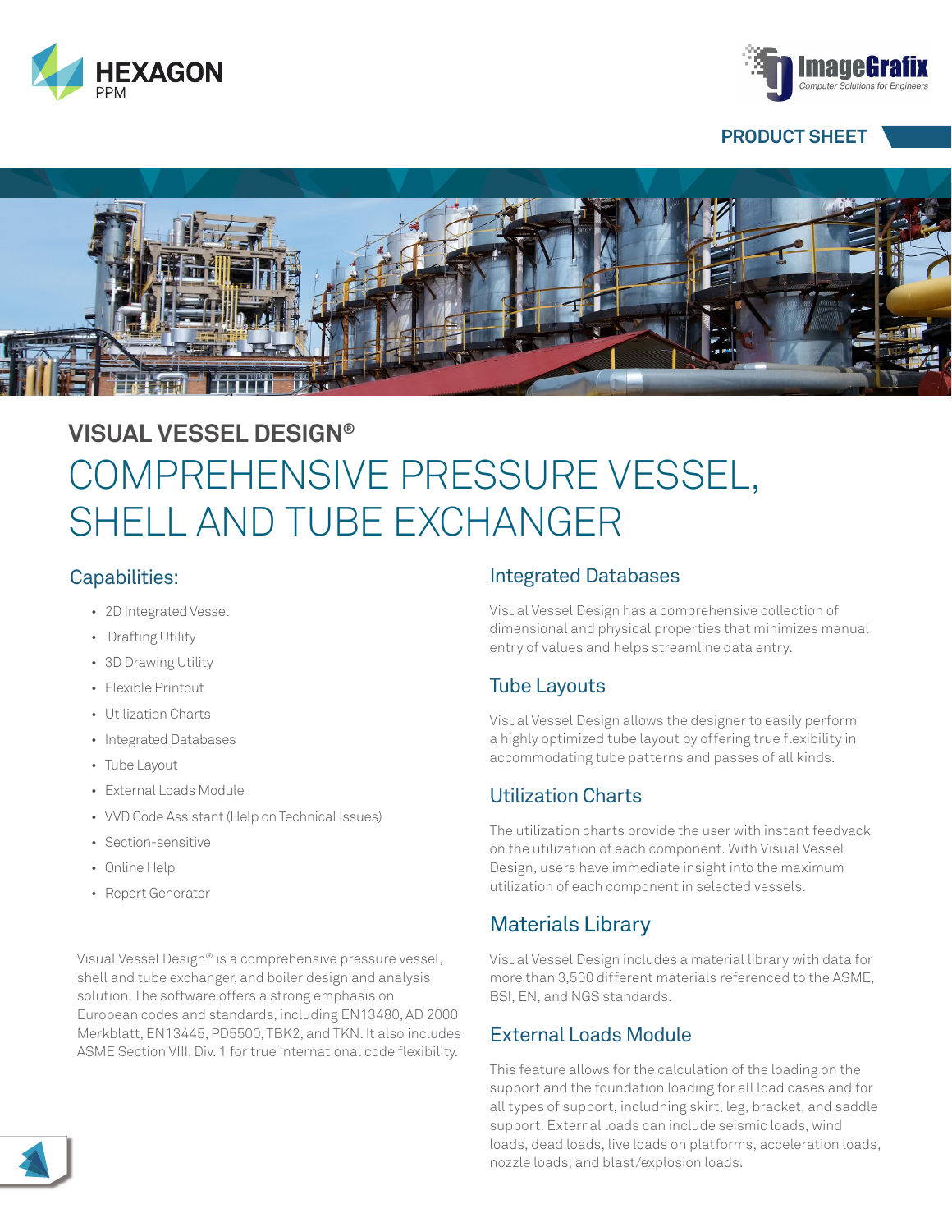HEXAGON PPM

ImageGrafix Computer Solutions for Engineers

PRODUCT SHEET

# VISUAL VESSEL DESIGN®

# COMPREHENSIVE PRESSURE VESSEL, SHELL AND TUBE EXCHANGER

## Capabilities:

- 2D Integrated Vessel
- Drafting Utility
- 3D Drawing Utility
- Flexible Printout
- Utilization Charts
- Integrated Databases
- Tube Layout
- External Loads Module
- VVD Code Assistant (Help on Technical Issues)
- Section-sensitive
- Online Help
- Report Generator

Visual Vessel Design® is a comprehensive pressure vessel, shell and tube exchanger, and boiler design and analysis solution. The software offers a strong emphasis on European codes and standards, including EN13480, AD 2000 Merkblatt, EN13445, PD5500, TBK2, and TKN. It also includes ASME Section VIII, Div. 1 for true international code flexibility.

## Integrated Databases

Visual Vessel Design has a comprehensive collection of dimensional and physical properties that minimizes manual entry of values and helps streamline data entry.

## Tube Layouts

Visual Vessel Design allows the designer to easily perform a highly optimized tube layout by offering true flexibility in accommodating tube patterns and passes of all kinds.

## Utilization Charts

The utilization charts provide the user with instant feedvack on the utilization of each component. With Visual Vessel Design, users have immediate insight into the maximum utilization of each component in selected vessels.

## Materials Library

Visual Vessel Design includes a material library with data for more than 3,500 different materials referenced to the ASME, BSI, EN, and NGS standards.

## External Loads Module

This feature allows for the calculation of the loading on the support and the foundation loading for all load cases and for all types of support, includning skirt, leg, bracket, and saddle support. External loads can include seismic loads, wind loads, dead loads, live loads on platforms, acceleration loads, nozzle loads, and blast/explosion loads.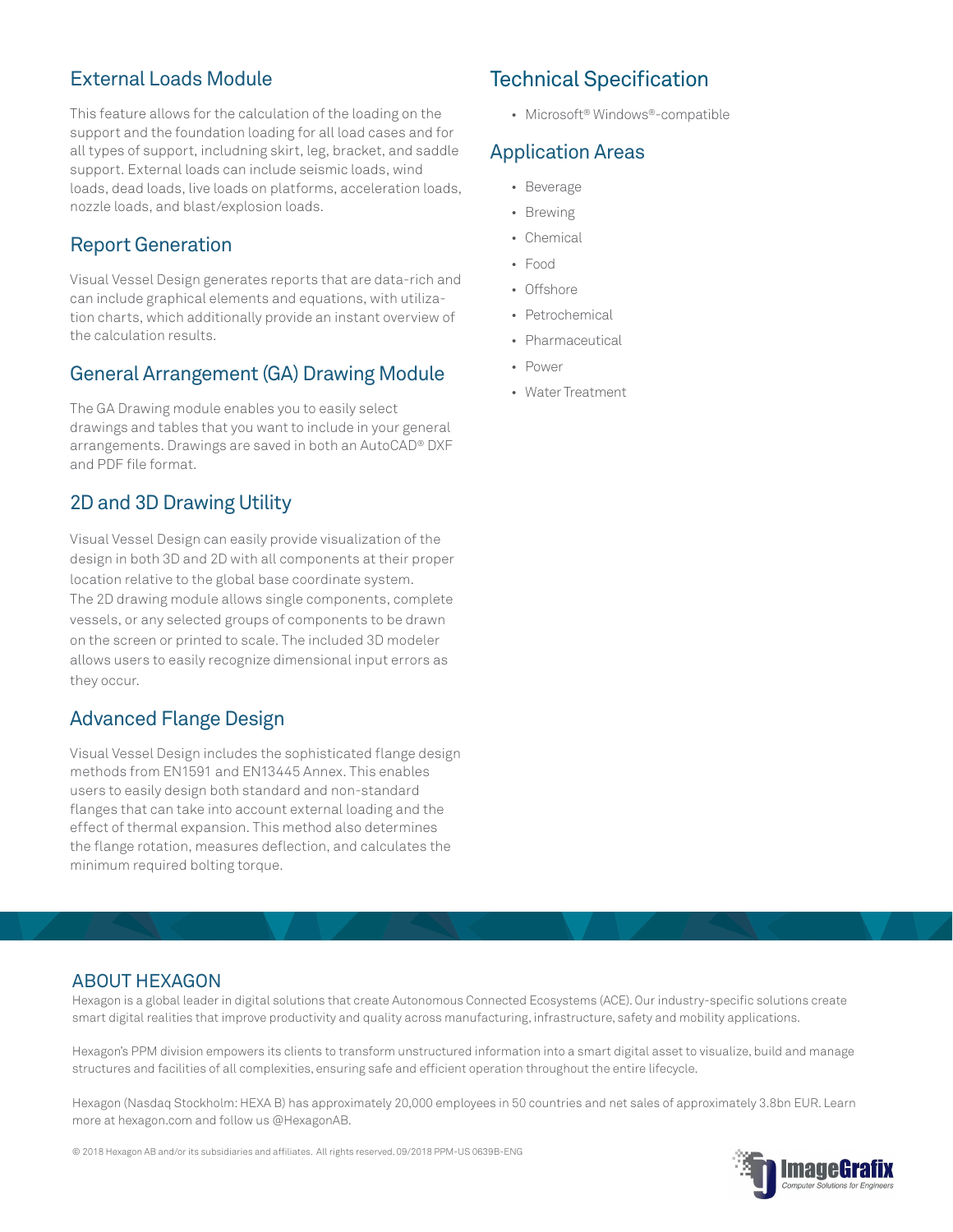## External Loads Module

This feature allows for the calculation of the loading on the support and the foundation loading for all load cases and for all types of support, includudning skirt, leg, bracket, and saddle support. External loads can include seismic loads, wind loads, dead loads, live loads on platforms, acceleration loads, nozzle loads, and blast/explosion loads.

## Report Generation

Visual Vessel Design generates reports that are data-rich and can include graphical elements and equations, with utilization charts, which additionally provide an instant overview of the calculation results.

## General Arrangement (GA) Drawing Module

The GA Drawing module enables you to easily select drawings and tables that you want to include in your general arrangements. Drawings are saved in both an AutoCAD® DXF and PDF file format.

## 2D and 3D Drawing Utility

Visual Vessel Design can easily provide visualization of the design in both 3D and 2D with all components at their proper location relative to the global base coordinate system. The 2D drawing module allows single components, complete vessels, or any selected groups of components to be drawn on the screen or printed to scale. The included 3D modeler allows users to easily recognize dimensional input errors as they occur.

## Advanced Flange Design

Visual Vessel Design includes the sophisticated flange design methods from EN1591 and EN13445 Annex. This enables users to easily design both standard and non-standard flanges that can take into account external loading and the effect of thermal expansion. This method also determines the flange rotation, measures deflection, and calculates the minimum required bolting torque.

## Technical Specification

- Microsoft® Windows®-compatible

## Application Areas

- Beverage
- Brewing
- Chemical
- Food
- Offshore
- Petrochemical
- Pharmaceutical
- Power
- Water Treatment

## ABOUT HEXAGON

Hexagon is a global leader in digital solutions that create Autonomous Connected Ecosystems (ACE). Our industry-specific solutions create smart digital realities that improve productivity and quality across manufacturing, infrastructure, safety and mobility applications.

Hexagon's PPM division empowers its clients to transform unstructured information into a smart digital asset to visualize, build and manage structures and facilities of all complexities, ensuring safe and efficient operation throughout the entire lifecycle.

Hexagon (Nasdaq Stockholm: HEXA B) has approximately 20,000 employees in 50 countries and net sales of approximately 3.8bn EUR. Learn more at hexagon.com and follow us @HexagonAB.

© 2018 Hexagon AB and/or its subsidiaries and affiliates. All rights reserved. 09/2018 PPM-US 0639B-ENG

ImageGrafix
Computer Solutions for Engineers